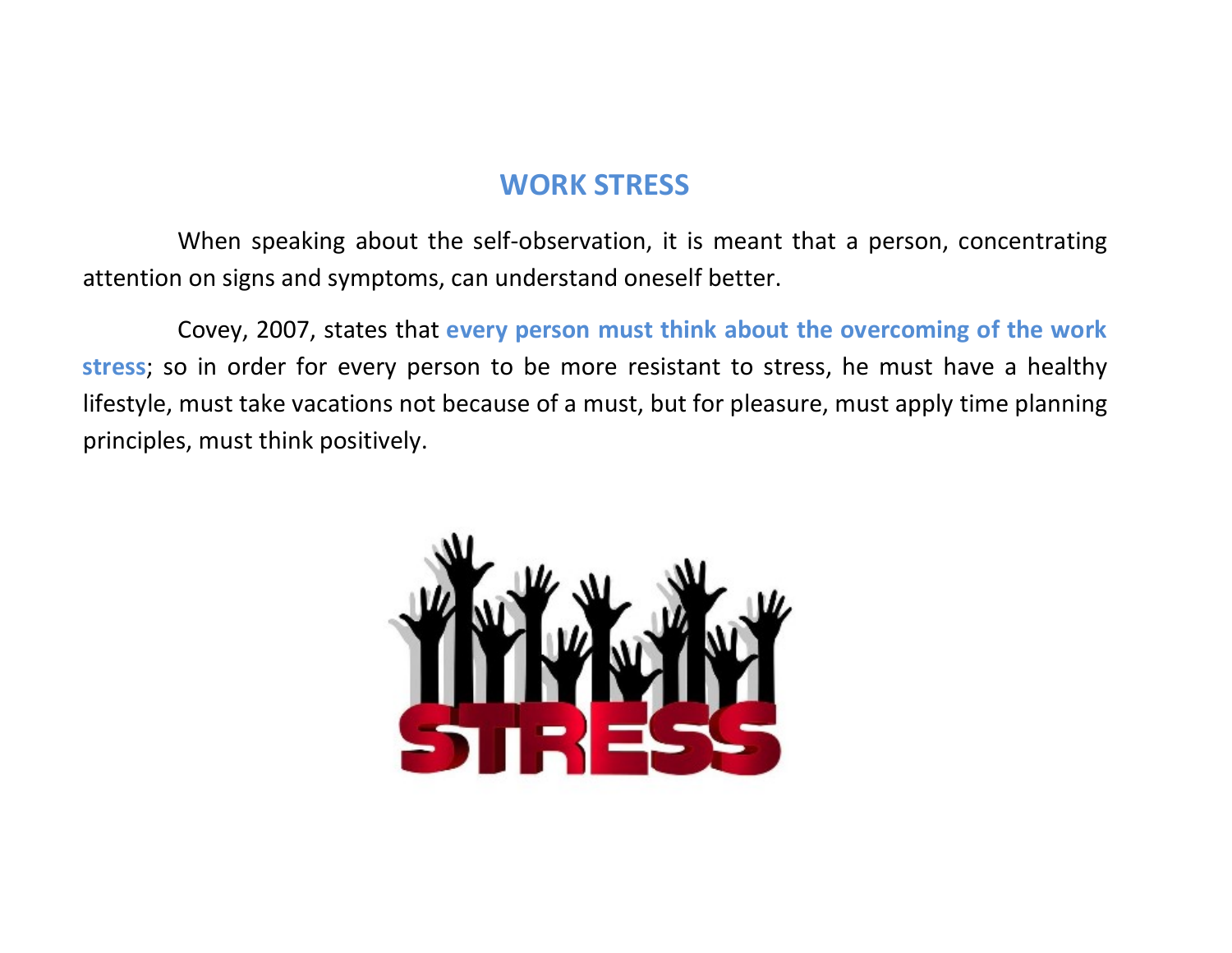# WORK STRESS

When speaking about the self-observation, it is meant that a person, concentrating attention on signs and symptoms, can understand oneself better.

Covey, 2007, states that **every person must think about the overcoming of the work stress**; so in order for every person to be more resistant to stress, he must have a healthy lifestyle, must take vacations not because of a must, but for pleasure, must apply time planning principles, must think positively.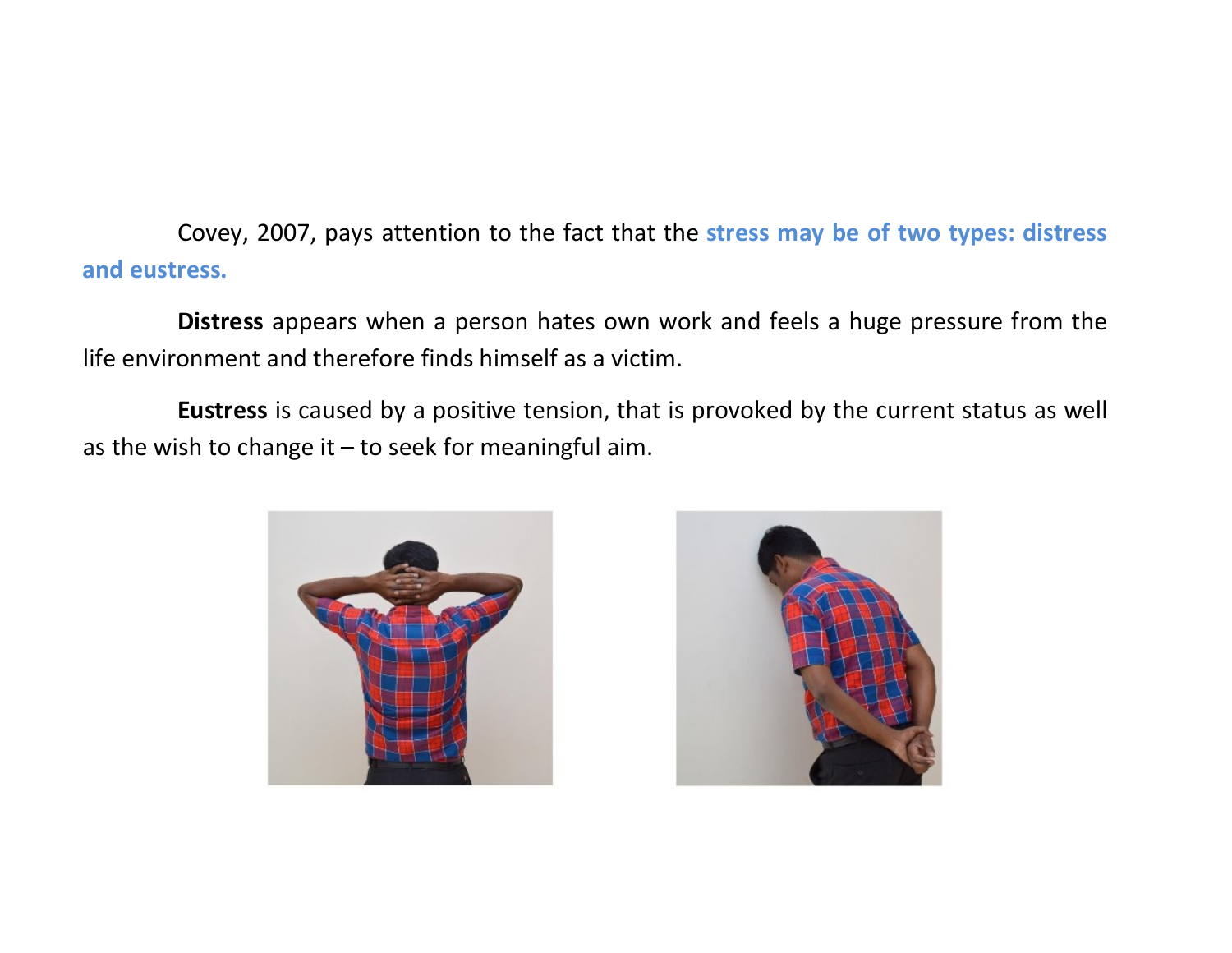Covey, 2007, pays attention to the fact that the **stress may be of two types: distress and eustress.**

**Distress** appears when a person hates own work and feels a huge pressure from the life environment and therefore finds himself as a victim.

**Eustress** is caused by a positive tension, that is provoked by the current status as well as the wish to change it – to seek for meaningful aim.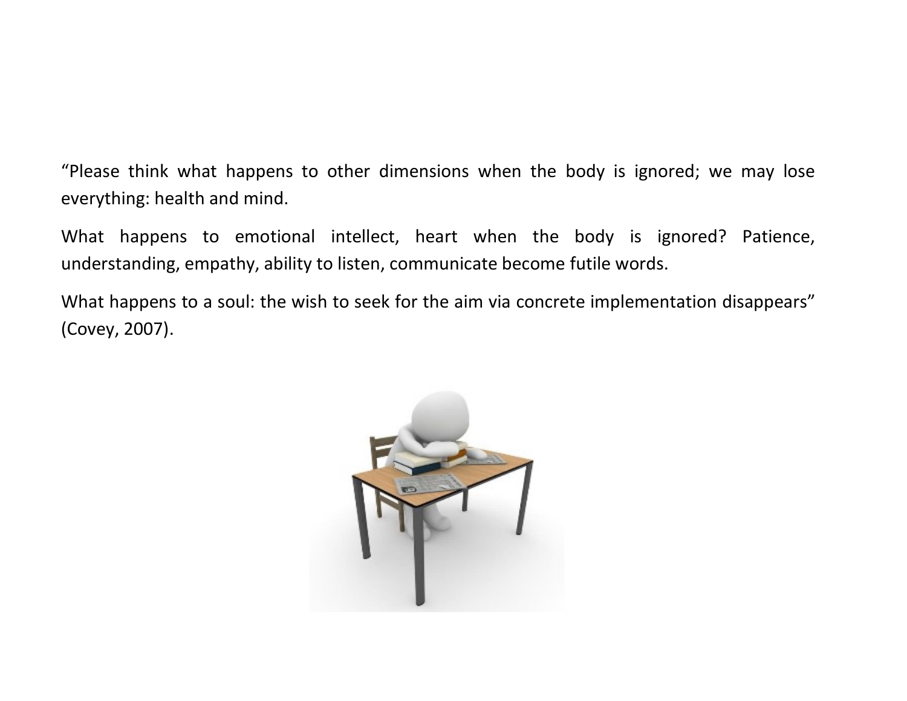"Please think what happens to other dimensions when the body is ignored; we may lose everything: health and mind.

What happens to emotional intellect, heart when the body is ignored? Patience, understanding, empathy, ability to listen, communicate become futile words.

What happens to a soul: the wish to seek for the aim via concrete implementation disappears" (Covey, 2007).